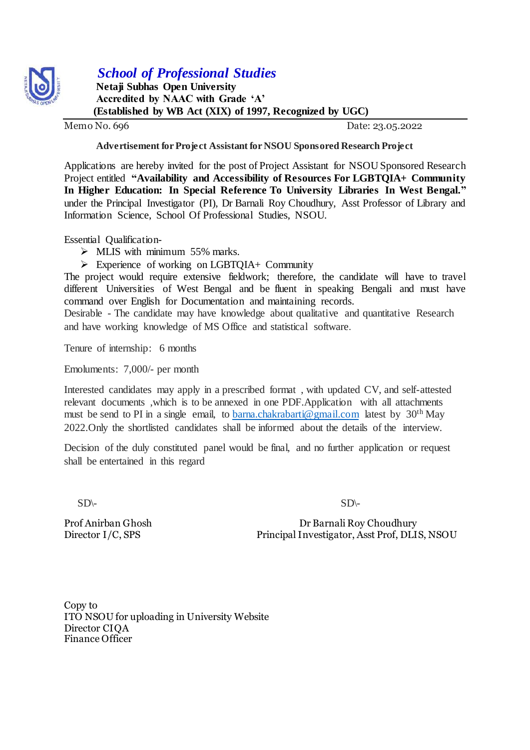# *School of Professional Studies*

**Netaji Subhas Open University**
**Accredited by NAAC with Grade 'A'**
**(Established by WB Act (XIX) of 1997, Recognized by UGC)**

Memo No. 696 Date: 23.05.2022

**Advertisement for Project Assistant for NSOU Sponsored Research Project**

Applications are hereby invited for the post of Project Assistant for NSOU Sponsored Research Project entitled **"Availability and Accessibility of Resources For LGBTQIA+ Community In Higher Education: In Special Reference To University Libraries In West Bengal."** under the Principal Investigator (PI), Dr Barnali Roy Choudhury, Asst Professor of Library and Information Science, School Of Professional Studies, NSOU.

Essential Qualification-

- MLIS with minimum 55% marks.
- Experience of working on LGBTQIA+ Community

The project would require extensive fieldwork; therefore, the candidate will have to travel different Universities of West Bengal and be fluent in speaking Bengali and must have command over English for Documentation and maintaining records.

Desirable - The candidate may have knowledge about qualitative and quantitative Research and have working knowledge of MS Office and statistical software.

Tenure of internship: 6 months

Emoluments: 7,000/- per month

Interested candidates may apply in a prescribed format , with updated CV, and self-attested relevant documents ,which is to be annexed in one PDF.Application with all attachments must be send to PI in a single email, to barna.chakrabarti@gmail.com latest by 30th May 2022.Only the shortlisted candidates shall be informed about the details of the interview.

Decision of the duly constituted panel would be final, and no further application or request shall be entertained in this regard

SD\- SD\-

Prof Anirban Ghosh
Director I/C, SPS

Dr Barnali Roy Choudhury
Principal Investigator, Asst Prof, DLIS, NSOU

Copy to
ITO NSOU for uploading in University Website
Director CIQA
Finance Officer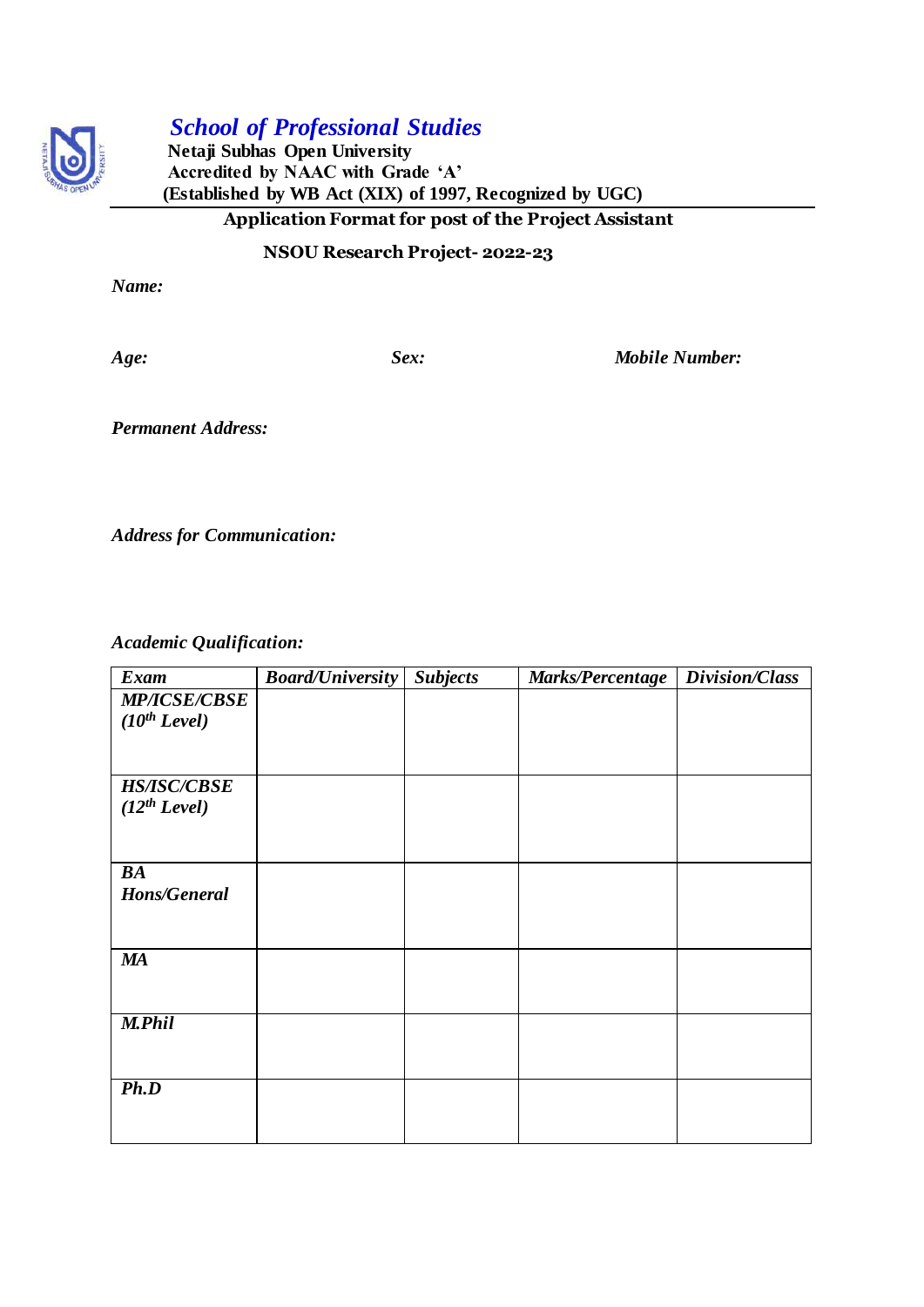## *School of Professional Studies*

**Netaji Subhas Open University**
**Accredited by NAAC with Grade 'A'**
**(Established by WB Act (XIX) of 1997, Recognized by UGC)**

**Application Format for post of the Project Assistant**

**NSOU Research Project- 2022-23**

***Name:***

***Age:*** ***Sex:*** ***Mobile Number:***

***Permanent Address:***

***Address for Communication:***

***Academic Qualification:***

| *Exam* | *Board/University* | *Subjects* | *Marks/Percentage* | *Division/Class* |
|---|---|---|---|---|
| ***MP/ICSE/CBSE (10th Level)*** | | | | |
| ***HS/ISC/CBSE (12th Level)*** | | | | |
| ***BA Hons/General*** | | | | |
| ***MA*** | | | | |
| ***M.Phil*** | | | | |
| ***Ph.D*** | | | | |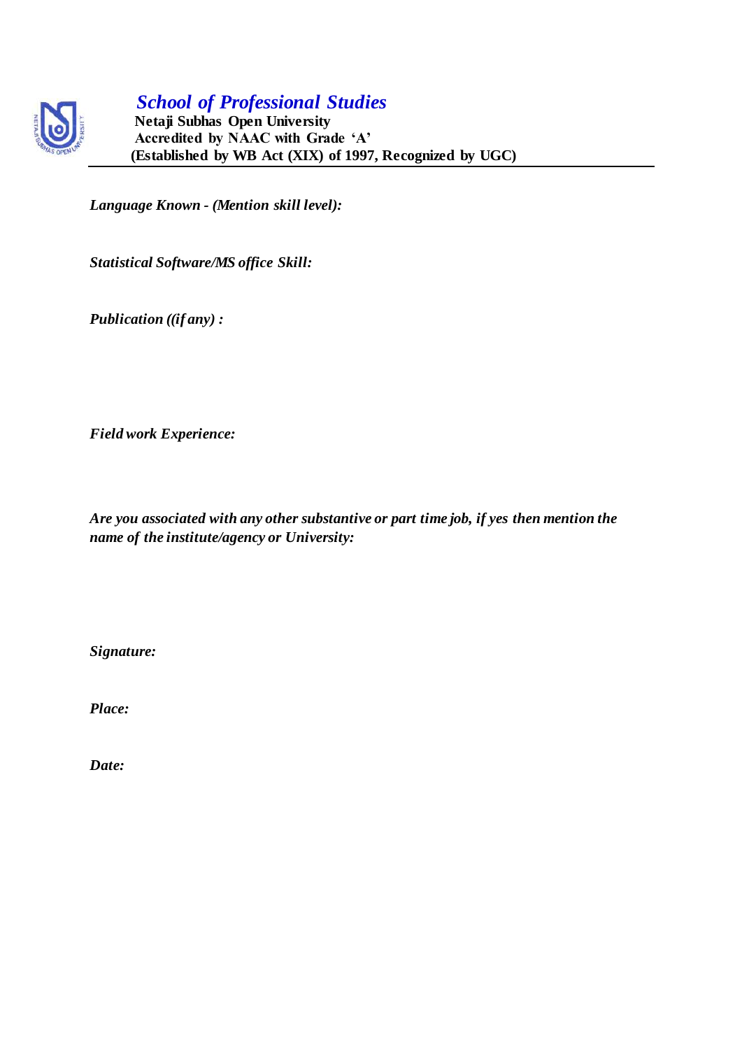# *School of Professional Studies*

**Netaji Subhas Open University**
**Accredited by NAAC with Grade 'A'**
**(Established by WB Act (XIX) of 1997, Recognized by UGC)**

---

***Language Known - (Mention skill level):***

***Statistical Software/MS office Skill:***

***Publication ((if any) :***

***Field work Experience:***

***Are you associated with any other substantive or part time job, if yes then mention the name of the institute/agency or University:***

***Signature:***

***Place:***

***Date:***